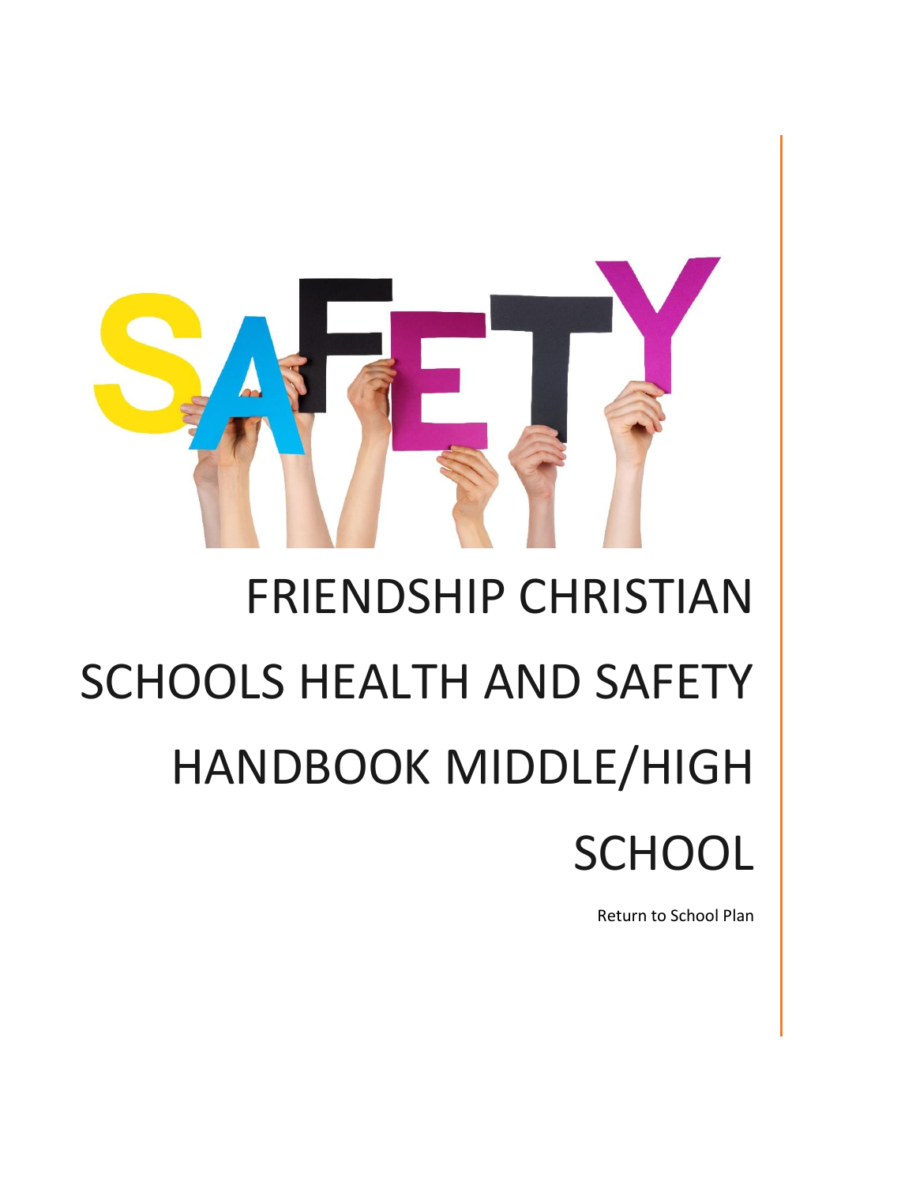# FRIENDSHIP CHRISTIAN SCHOOLS HEALTH AND SAFETY HANDBOOK MIDDLE/HIGH SCHOOL

Return to School Plan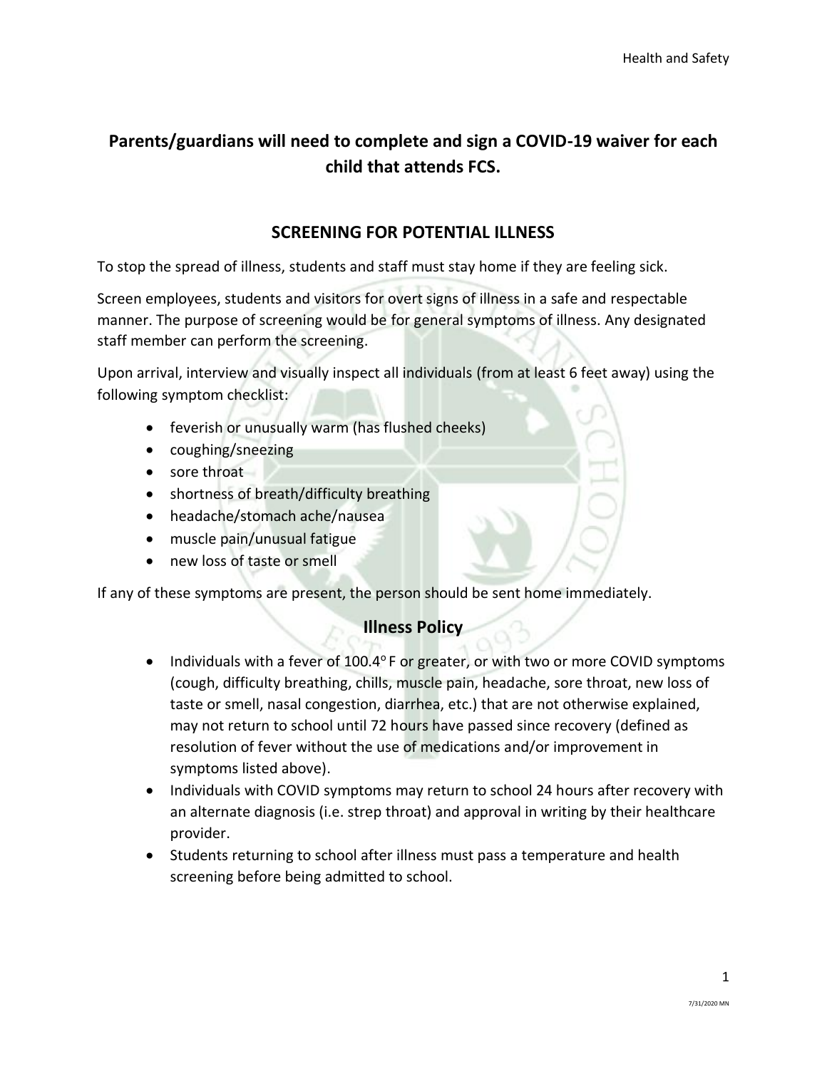**Parents/guardians will need to complete and sign a COVID-19 waiver for each child that attends FCS.**

## SCREENING FOR POTENTIAL ILLNESS

To stop the spread of illness, students and staff must stay home if they are feeling sick.

Screen employees, students and visitors for overt signs of illness in a safe and respectable manner. The purpose of screening would be for general symptoms of illness. Any designated staff member can perform the screening.

Upon arrival, interview and visually inspect all individuals (from at least 6 feet away) using the following symptom checklist:

- feverish or unusually warm (has flushed cheeks)
- coughing/sneezing
- sore throat
- shortness of breath/difficulty breathing
- headache/stomach ache/nausea
- muscle pain/unusual fatigue
- new loss of taste or smell

If any of these symptoms are present, the person should be sent home immediately.

## Illness Policy

- Individuals with a fever of 100.4$^{o}$ F or greater, or with two or more COVID symptoms (cough, difficulty breathing, chills, muscle pain, headache, sore throat, new loss of taste or smell, nasal congestion, diarrhea, etc.) that are not otherwise explained, may not return to school until 72 hours have passed since recovery (defined as resolution of fever without the use of medications and/or improvement in symptoms listed above).
- Individuals with COVID symptoms may return to school 24 hours after recovery with an alternate diagnosis (i.e. strep throat) and approval in writing by their healthcare provider.
- Students returning to school after illness must pass a temperature and health screening before being admitted to school.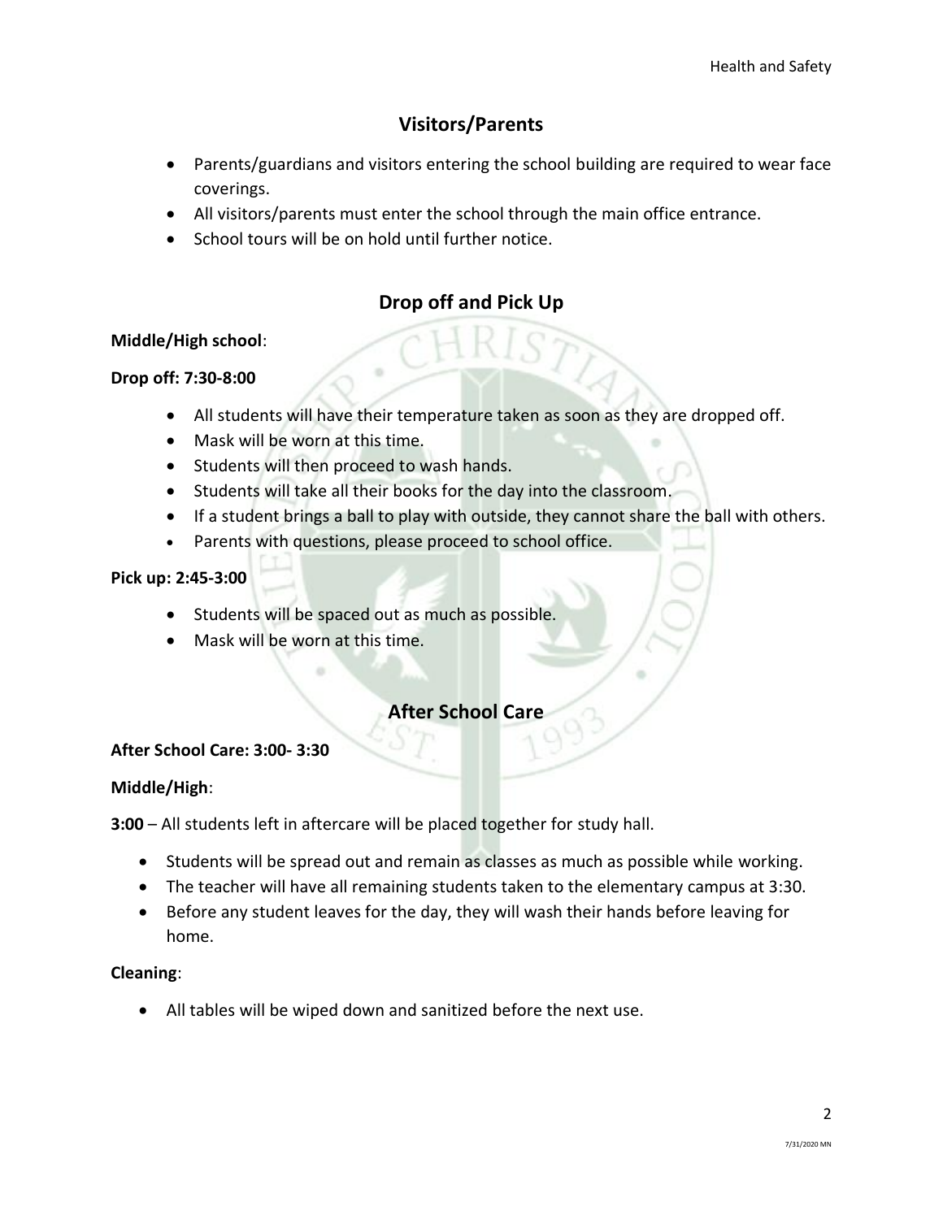## Visitors/Parents

- Parents/guardians and visitors entering the school building are required to wear face coverings.
- All visitors/parents must enter the school through the main office entrance.
- School tours will be on hold until further notice.

## Drop off and Pick Up

**Middle/High school**:

**Drop off: 7:30-8:00**

- All students will have their temperature taken as soon as they are dropped off.
- Mask will be worn at this time.
- Students will then proceed to wash hands.
- Students will take all their books for the day into the classroom.
- If a student brings a ball to play with outside, they cannot share the ball with others.
- Parents with questions, please proceed to school office.

**Pick up: 2:45-3:00**

- Students will be spaced out as much as possible.
- Mask will be worn at this time.

## After School Care

**After School Care: 3:00- 3:30**

**Middle/High**:

**3:00** – All students left in aftercare will be placed together for study hall.

- Students will be spread out and remain as classes as much as possible while working.
- The teacher will have all remaining students taken to the elementary campus at 3:30.
- Before any student leaves for the day, they will wash their hands before leaving for home.

**Cleaning**:

- All tables will be wiped down and sanitized before the next use.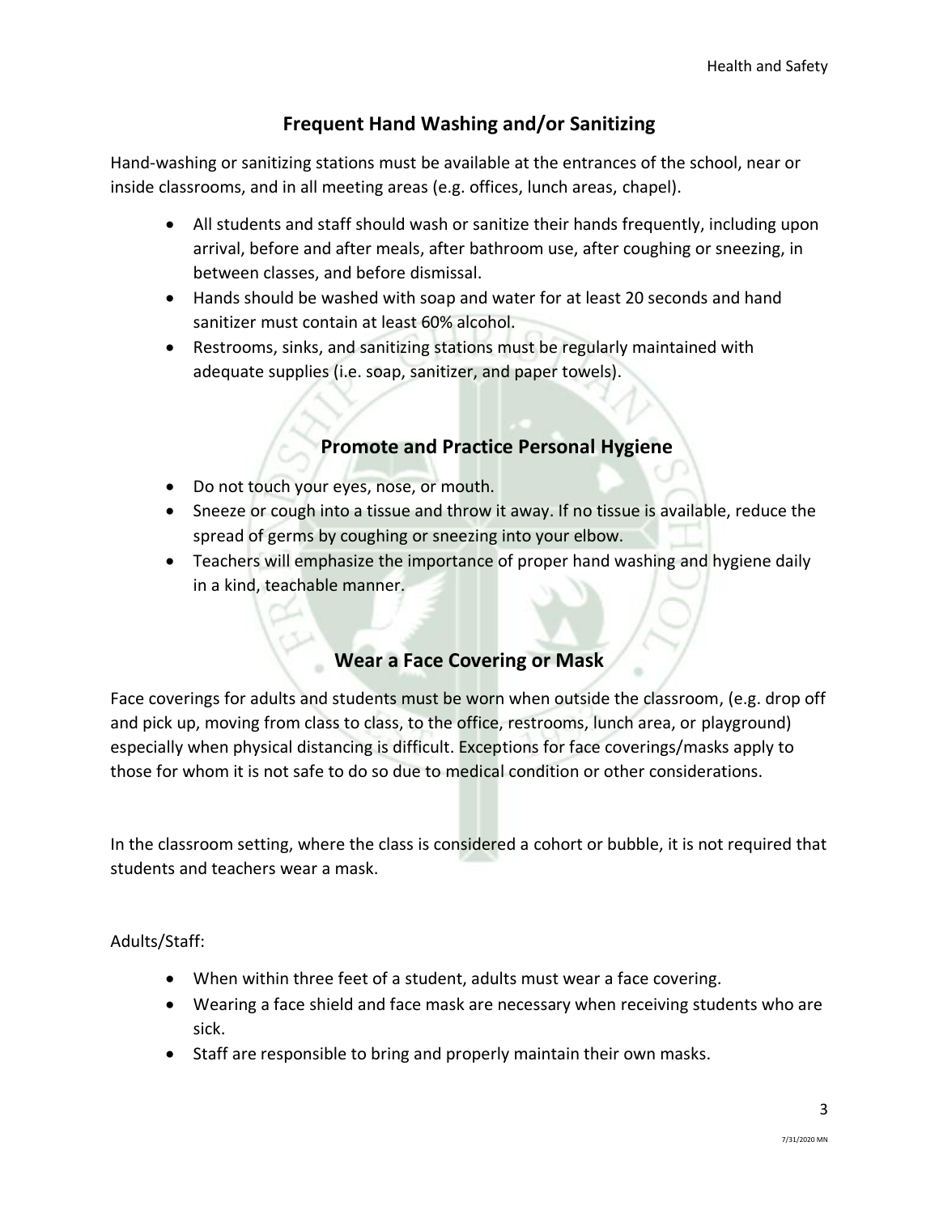## Frequent Hand Washing and/or Sanitizing

Hand-washing or sanitizing stations must be available at the entrances of the school, near or inside classrooms, and in all meeting areas (e.g. offices, lunch areas, chapel).

- All students and staff should wash or sanitize their hands frequently, including upon arrival, before and after meals, after bathroom use, after coughing or sneezing, in between classes, and before dismissal.
- Hands should be washed with soap and water for at least 20 seconds and hand sanitizer must contain at least 60% alcohol.
- Restrooms, sinks, and sanitizing stations must be regularly maintained with adequate supplies (i.e. soap, sanitizer, and paper towels).

## Promote and Practice Personal Hygiene

- Do not touch your eyes, nose, or mouth.
- Sneeze or cough into a tissue and throw it away. If no tissue is available, reduce the spread of germs by coughing or sneezing into your elbow.
- Teachers will emphasize the importance of proper hand washing and hygiene daily in a kind, teachable manner.

## Wear a Face Covering or Mask

Face coverings for adults and students must be worn when outside the classroom, (e.g. drop off and pick up, moving from class to class, to the office, restrooms, lunch area, or playground) especially when physical distancing is difficult. Exceptions for face coverings/masks apply to those for whom it is not safe to do so due to medical condition or other considerations.

In the classroom setting, where the class is considered a cohort or bubble, it is not required that students and teachers wear a mask.

Adults/Staff:

- When within three feet of a student, adults must wear a face covering.
- Wearing a face shield and face mask are necessary when receiving students who are sick.
- Staff are responsible to bring and properly maintain their own masks.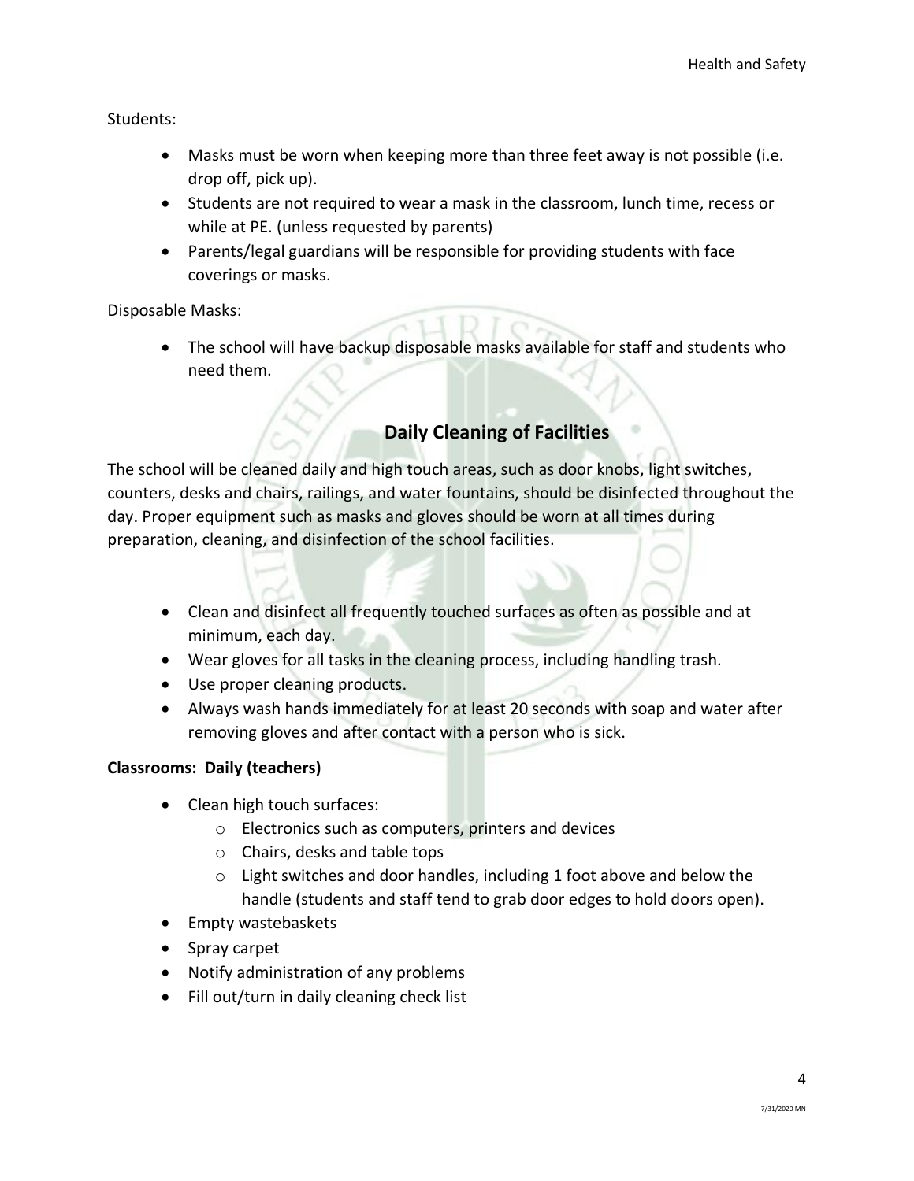Students:

- Masks must be worn when keeping more than three feet away is not possible (i.e. drop off, pick up).
- Students are not required to wear a mask in the classroom, lunch time, recess or while at PE. (unless requested by parents)
- Parents/legal guardians will be responsible for providing students with face coverings or masks.

Disposable Masks:

- The school will have backup disposable masks available for staff and students who need them.

## Daily Cleaning of Facilities

The school will be cleaned daily and high touch areas, such as door knobs, light switches, counters, desks and chairs, railings, and water fountains, should be disinfected throughout the day. Proper equipment such as masks and gloves should be worn at all times during preparation, cleaning, and disinfection of the school facilities.

- Clean and disinfect all frequently touched surfaces as often as possible and at minimum, each day.
- Wear gloves for all tasks in the cleaning process, including handling trash.
- Use proper cleaning products.
- Always wash hands immediately for at least 20 seconds with soap and water after removing gloves and after contact with a person who is sick.

**Classrooms: Daily (teachers)**

- Clean high touch surfaces:
  - Electronics such as computers, printers and devices
  - Chairs, desks and table tops
  - Light switches and door handles, including 1 foot above and below the handle (students and staff tend to grab door edges to hold doors open).
- Empty wastebaskets
- Spray carpet
- Notify administration of any problems
- Fill out/turn in daily cleaning check list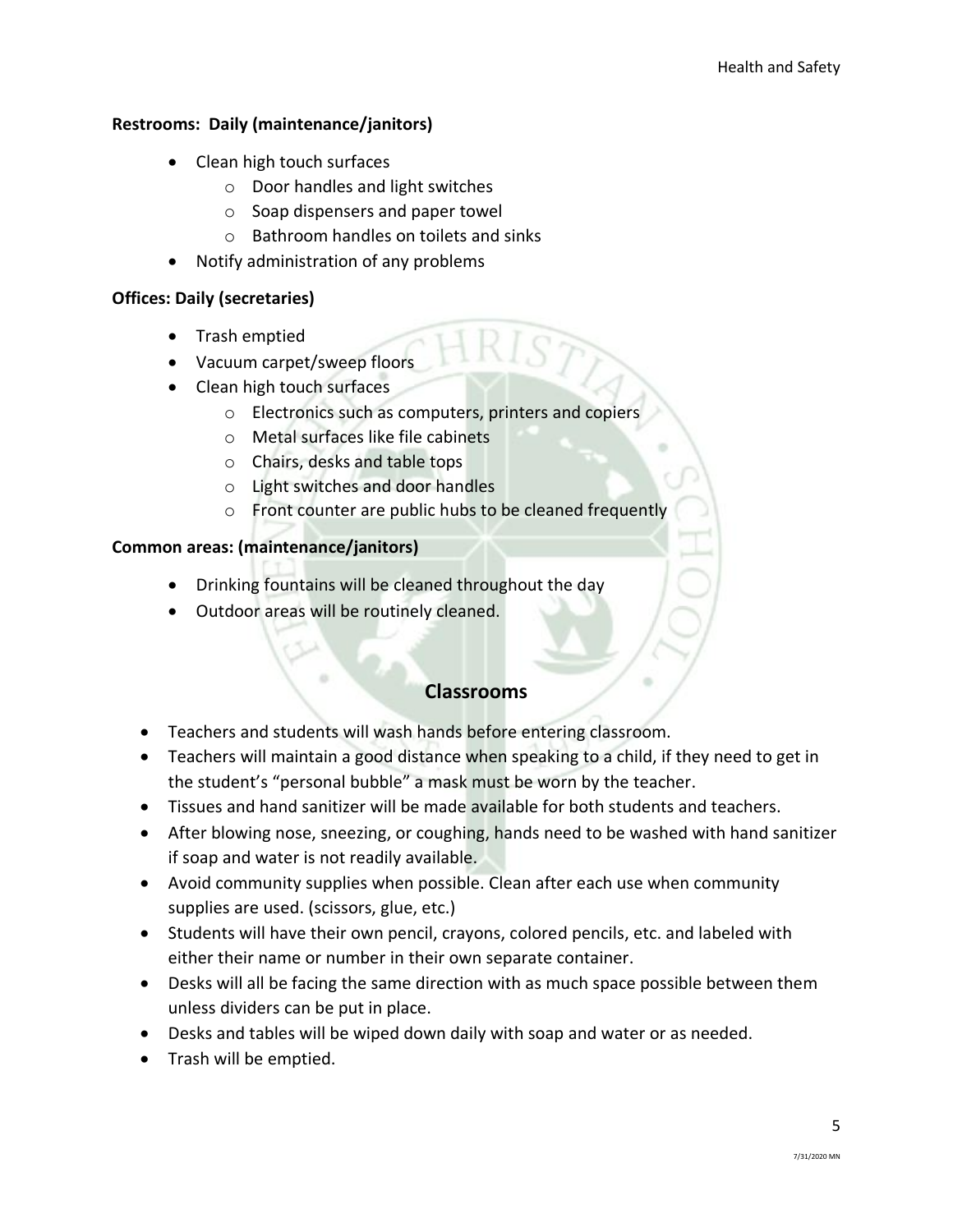**Restrooms: Daily (maintenance/janitors)**

- Clean high touch surfaces
    - Door handles and light switches
    - Soap dispensers and paper towel
    - Bathroom handles on toilets and sinks
- Notify administration of any problems

**Offices: Daily (secretaries)**

- Trash emptied
- Vacuum carpet/sweep floors
- Clean high touch surfaces
    - Electronics such as computers, printers and copiers
    - Metal surfaces like file cabinets
    - Chairs, desks and table tops
    - Light switches and door handles
    - Front counter are public hubs to be cleaned frequently

**Common areas: (maintenance/janitors)**

- Drinking fountains will be cleaned throughout the day
- Outdoor areas will be routinely cleaned.

## Classrooms

- Teachers and students will wash hands before entering classroom.
- Teachers will maintain a good distance when speaking to a child, if they need to get in the student's "personal bubble" a mask must be worn by the teacher.
- Tissues and hand sanitizer will be made available for both students and teachers.
- After blowing nose, sneezing, or coughing, hands need to be washed with hand sanitizer if soap and water is not readily available.
- Avoid community supplies when possible. Clean after each use when community supplies are used. (scissors, glue, etc.)
- Students will have their own pencil, crayons, colored pencils, etc. and labeled with either their name or number in their own separate container.
- Desks will all be facing the same direction with as much space possible between them unless dividers can be put in place.
- Desks and tables will be wiped down daily with soap and water or as needed.
- Trash will be emptied.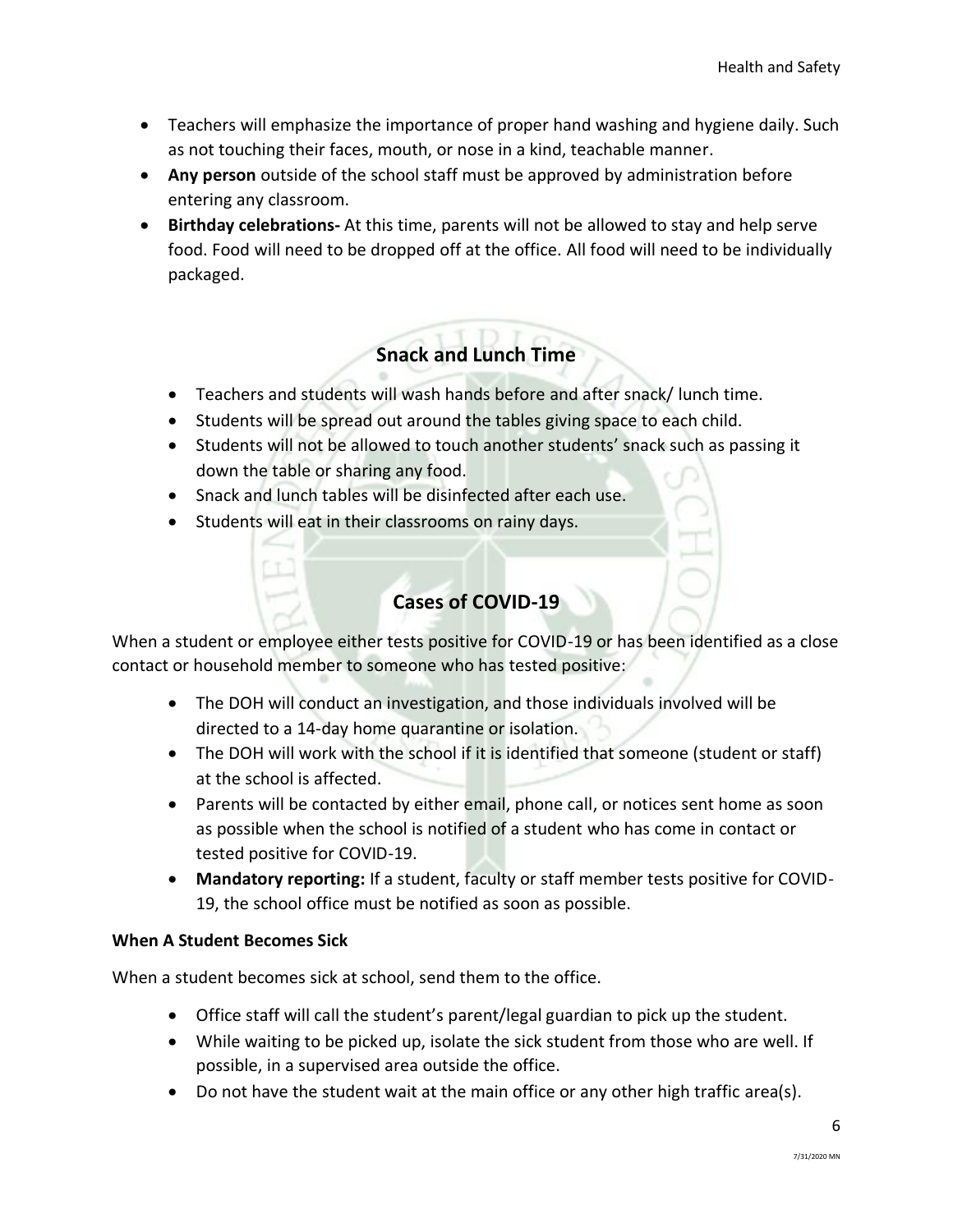- Teachers will emphasize the importance of proper hand washing and hygiene daily. Such as not touching their faces, mouth, or nose in a kind, teachable manner.
- **Any person** outside of the school staff must be approved by administration before entering any classroom.
- **Birthday celebrations-** At this time, parents will not be allowed to stay and help serve food. Food will need to be dropped off at the office. All food will need to be individually packaged.

## Snack and Lunch Time

- Teachers and students will wash hands before and after snack/ lunch time.
- Students will be spread out around the tables giving space to each child.
- Students will not be allowed to touch another students' snack such as passing it down the table or sharing any food.
- Snack and lunch tables will be disinfected after each use.
- Students will eat in their classrooms on rainy days.

## Cases of COVID-19

When a student or employee either tests positive for COVID-19 or has been identified as a close contact or household member to someone who has tested positive:

- The DOH will conduct an investigation, and those individuals involved will be directed to a 14-day home quarantine or isolation.
- The DOH will work with the school if it is identified that someone (student or staff) at the school is affected.
- Parents will be contacted by either email, phone call, or notices sent home as soon as possible when the school is notified of a student who has come in contact or tested positive for COVID-19.
- **Mandatory reporting:** If a student, faculty or staff member tests positive for COVID-19, the school office must be notified as soon as possible.

**When A Student Becomes Sick**

When a student becomes sick at school, send them to the office.

- Office staff will call the student's parent/legal guardian to pick up the student.
- While waiting to be picked up, isolate the sick student from those who are well. If possible, in a supervised area outside the office.
- Do not have the student wait at the main office or any other high traffic area(s).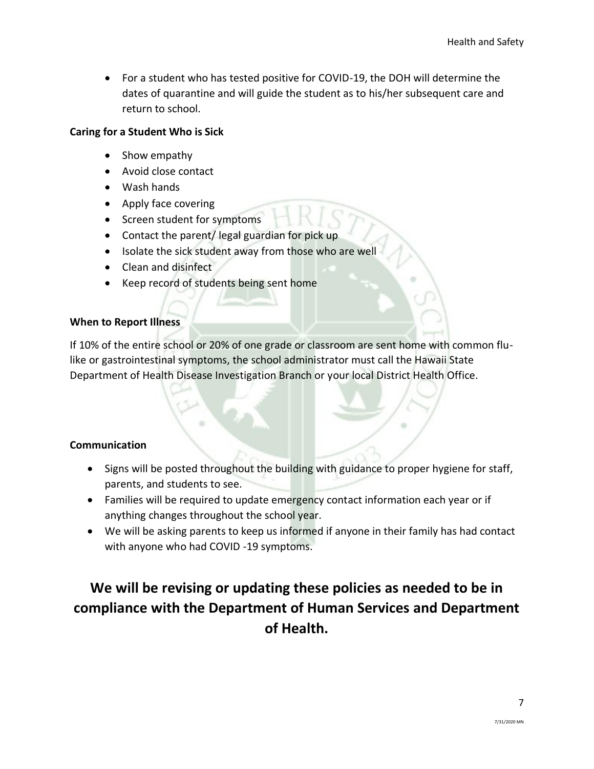- For a student who has tested positive for COVID-19, the DOH will determine the dates of quarantine and will guide the student as to his/her subsequent care and return to school.

**Caring for a Student Who is Sick**

- Show empathy
- Avoid close contact
- Wash hands
- Apply face covering
- Screen student for symptoms
- Contact the parent/ legal guardian for pick up
- Isolate the sick student away from those who are well
- Clean and disinfect
- Keep record of students being sent home

**When to Report Illness**

If 10% of the entire school or 20% of one grade or classroom are sent home with common flu-like or gastrointestinal symptoms, the school administrator must call the Hawaii State Department of Health Disease Investigation Branch or your local District Health Office.

**Communication**

- Signs will be posted throughout the building with guidance to proper hygiene for staff, parents, and students to see.
- Families will be required to update emergency contact information each year or if anything changes throughout the school year.
- We will be asking parents to keep us informed if anyone in their family has had contact with anyone who had COVID -19 symptoms.

## We will be revising or updating these policies as needed to be in compliance with the Department of Human Services and Department of Health.